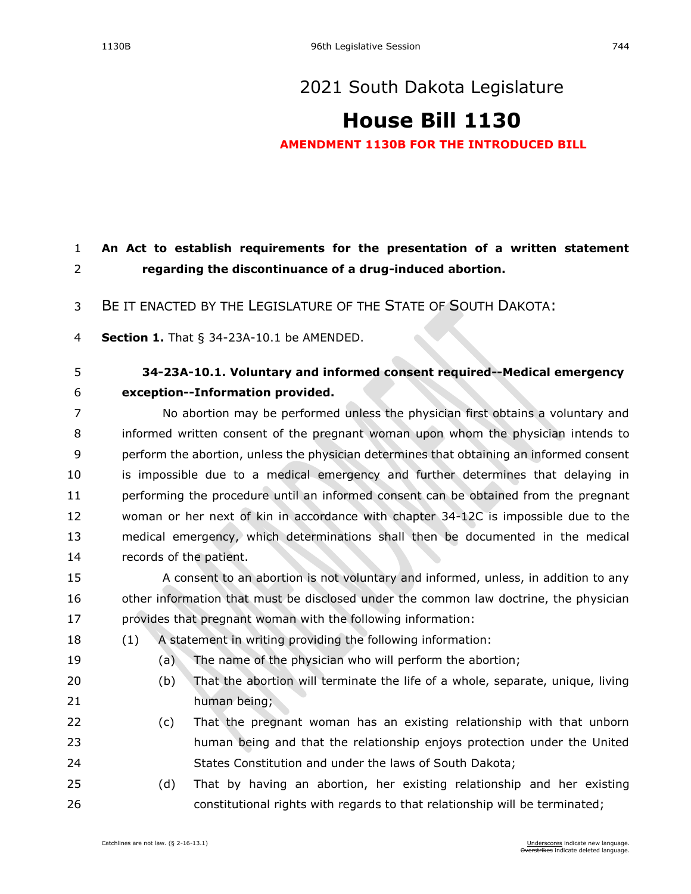# 2021 South Dakota Legislature

# House Bill 1130

**AMENDMENT 1130B FOR THE INTRODUCED BILL**

**An Act to establish requirements for the presentation of a written statement regarding the discontinuance of a drug-induced abortion.**

BE IT ENACTED BY THE LEGISLATURE OF THE STATE OF SOUTH DAKOTA:

**Section 1.** That § 34-23A-10.1 be AMENDED.

**34-23A-10.1. Voluntary and informed consent required--Medical emergency exception--Information provided.**

No abortion may be performed unless the physician first obtains a voluntary and informed written consent of the pregnant woman upon whom the physician intends to perform the abortion, unless the physician determines that obtaining an informed consent is impossible due to a medical emergency and further determines that delaying in performing the procedure until an informed consent can be obtained from the pregnant woman or her next of kin in accordance with chapter 34-12C is impossible due to the medical emergency, which determinations shall then be documented in the medical records of the patient.

A consent to an abortion is not voluntary and informed, unless, in addition to any other information that must be disclosed under the common law doctrine, the physician provides that pregnant woman with the following information:

(1) A statement in writing providing the following information:

(a) The name of the physician who will perform the abortion;

(b) That the abortion will terminate the life of a whole, separate, unique, living human being;

(c) That the pregnant woman has an existing relationship with that unborn human being and that the relationship enjoys protection under the United States Constitution and under the laws of South Dakota;

(d) That by having an abortion, her existing relationship and her existing constitutional rights with regards to that relationship will be terminated;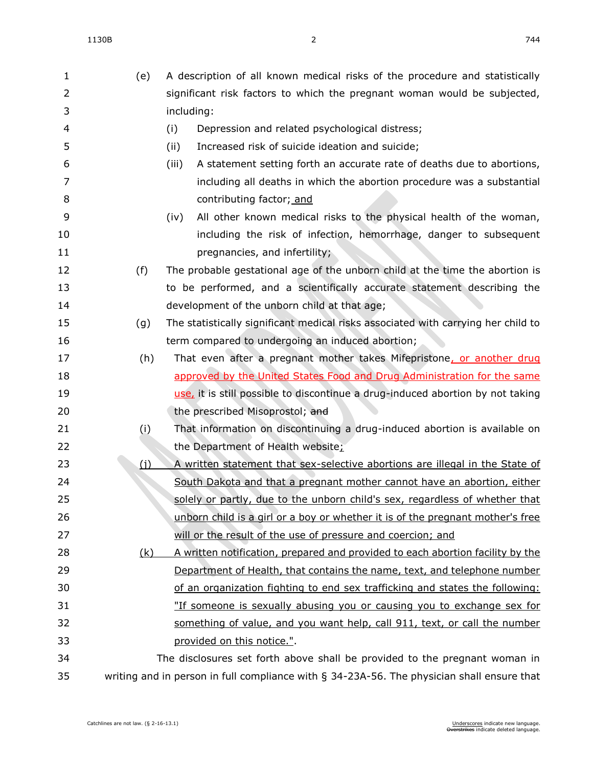(e) A description of all known medical risks of the procedure and statistically significant risk factors to which the pregnant woman would be subjected, including:

(i) Depression and related psychological distress;

(ii) Increased risk of suicide ideation and suicide;

(iii) A statement setting forth an accurate rate of deaths due to abortions, including all deaths in which the abortion procedure was a substantial contributing factor; and

(iv) All other known medical risks to the physical health of the woman, including the risk of infection, hemorrhage, danger to subsequent pregnancies, and infertility;

(f) The probable gestational age of the unborn child at the time the abortion is to be performed, and a scientifically accurate statement describing the development of the unborn child at that age;

(g) The statistically significant medical risks associated with carrying her child to term compared to undergoing an induced abortion;

(h) That even after a pregnant mother takes Mifepristone, or another drug approved by the United States Food and Drug Administration for the same use, it is still possible to discontinue a drug-induced abortion by not taking the prescribed Misoprostol; ~~and~~

(i) That information on discontinuing a drug-induced abortion is available on the Department of Health website;

(j) A written statement that sex-selective abortions are illegal in the State of South Dakota and that a pregnant mother cannot have an abortion, either solely or partly, due to the unborn child's sex, regardless of whether that unborn child is a girl or a boy or whether it is of the pregnant mother's free will or the result of the use of pressure and coercion; and

(k) A written notification, prepared and provided to each abortion facility by the Department of Health, that contains the name, text, and telephone number of an organization fighting to end sex trafficking and states the following: "If someone is sexually abusing you or causing you to exchange sex for something of value, and you want help, call 911, text, or call the number provided on this notice.".

The disclosures set forth above shall be provided to the pregnant woman in writing and in person in full compliance with § 34-23A-56. The physician shall ensure that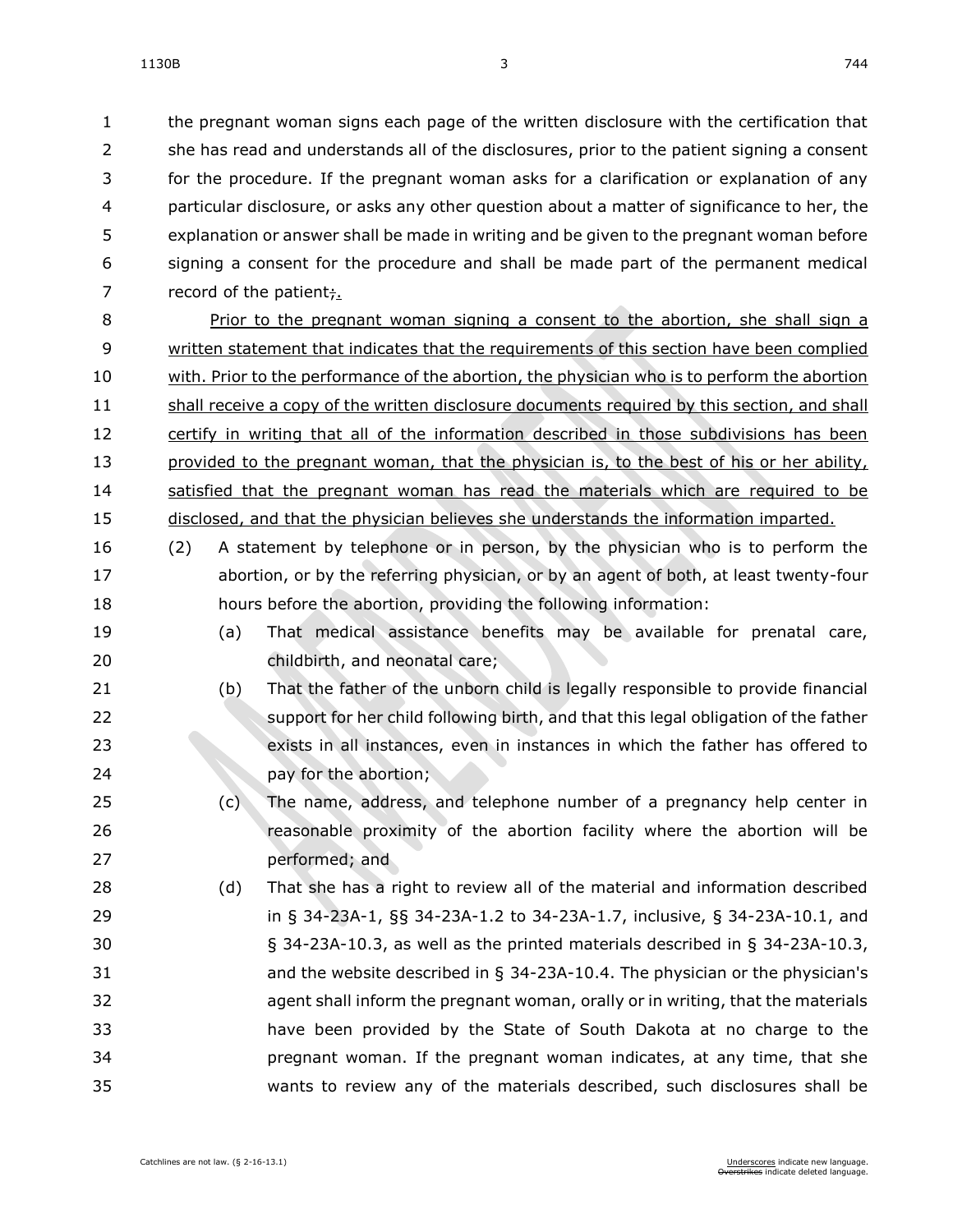the pregnant woman signs each page of the written disclosure with the certification that she has read and understands all of the disclosures, prior to the patient signing a consent for the procedure. If the pregnant woman asks for a clarification or explanation of any particular disclosure, or asks any other question about a matter of significance to her, the explanation or answer shall be made in writing and be given to the pregnant woman before signing a consent for the procedure and shall be made part of the permanent medical record of the patient~~;~~.

Prior to the pregnant woman signing a consent to the abortion, she shall sign a written statement that indicates that the requirements of this section have been complied with. Prior to the performance of the abortion, the physician who is to perform the abortion shall receive a copy of the written disclosure documents required by this section, and shall certify in writing that all of the information described in those subdivisions has been provided to the pregnant woman, that the physician is, to the best of his or her ability, satisfied that the pregnant woman has read the materials which are required to be disclosed, and that the physician believes she understands the information imparted.

(2) A statement by telephone or in person, by the physician who is to perform the abortion, or by the referring physician, or by an agent of both, at least twenty-four hours before the abortion, providing the following information:

(a) That medical assistance benefits may be available for prenatal care, childbirth, and neonatal care;

(b) That the father of the unborn child is legally responsible to provide financial support for her child following birth, and that this legal obligation of the father exists in all instances, even in instances in which the father has offered to pay for the abortion;

(c) The name, address, and telephone number of a pregnancy help center in reasonable proximity of the abortion facility where the abortion will be performed; and

(d) That she has a right to review all of the material and information described in § 34-23A-1, §§ 34-23A-1.2 to 34-23A-1.7, inclusive, § 34-23A-10.1, and § 34-23A-10.3, as well as the printed materials described in § 34-23A-10.3, and the website described in § 34-23A-10.4. The physician or the physician's agent shall inform the pregnant woman, orally or in writing, that the materials have been provided by the State of South Dakota at no charge to the pregnant woman. If the pregnant woman indicates, at any time, that she wants to review any of the materials described, such disclosures shall be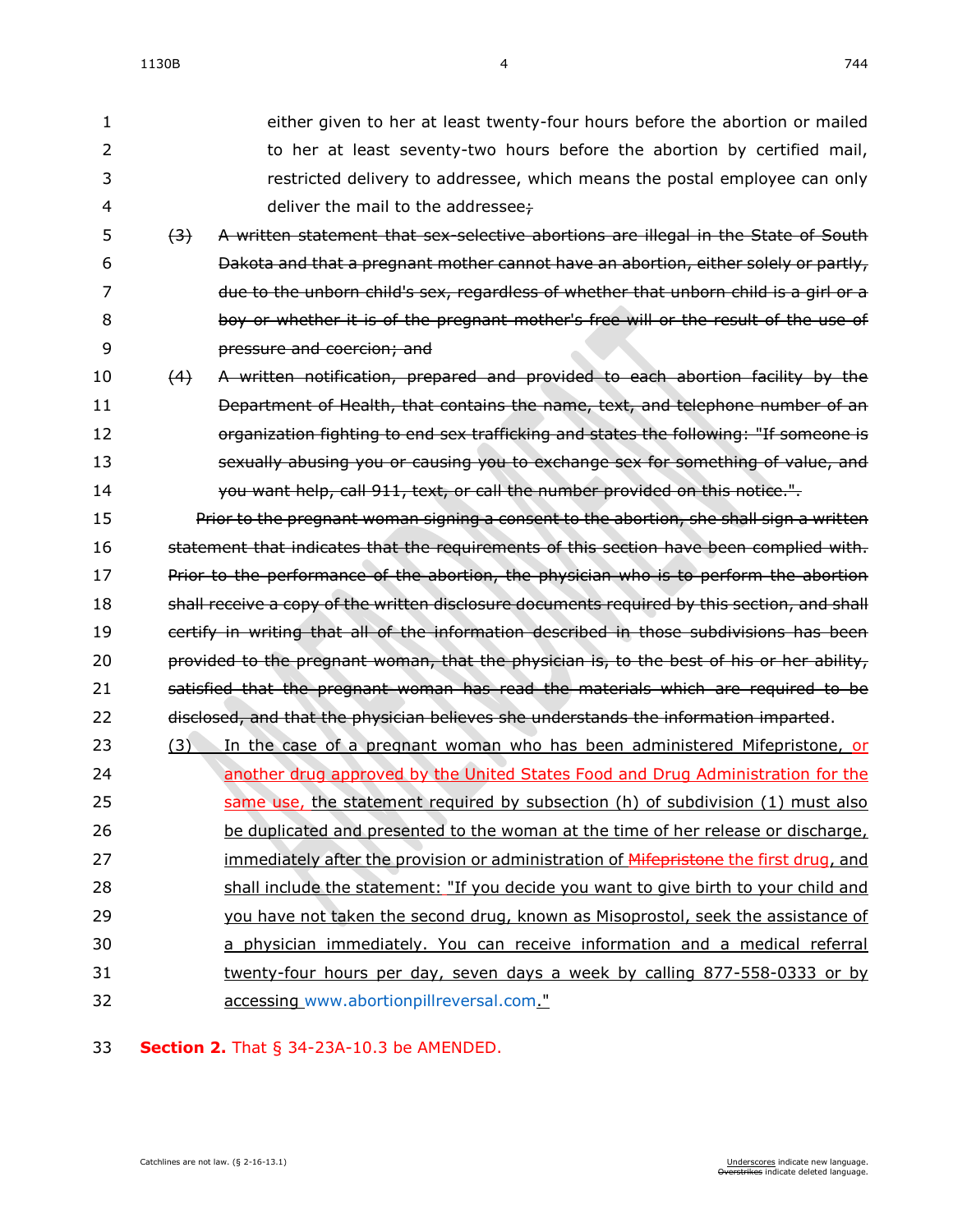either given to her at least twenty-four hours before the abortion or mailed to her at least seventy-two hours before the abortion by certified mail, restricted delivery to addressee, which means the postal employee can only deliver the mail to the addressee~~;~~

~~(3) A written statement that sex-selective abortions are illegal in the State of South Dakota and that a pregnant mother cannot have an abortion, either solely or partly, due to the unborn child's sex, regardless of whether that unborn child is a girl or a boy or whether it is of the pregnant mother's free will or the result of the use of pressure and coercion; and~~

~~(4) A written notification, prepared and provided to each abortion facility by the Department of Health, that contains the name, text, and telephone number of an organization fighting to end sex trafficking and states the following: "If someone is sexually abusing you or causing you to exchange sex for something of value, and you want help, call 911, text, or call the number provided on this notice.".~~

~~Prior to the pregnant woman signing a consent to the abortion, she shall sign a written statement that indicates that the requirements of this section have been complied with. Prior to the performance of the abortion, the physician who is to perform the abortion shall receive a copy of the written disclosure documents required by this section, and shall certify in writing that all of the information described in those subdivisions has been provided to the pregnant woman, that the physician is, to the best of his or her ability, satisfied that the pregnant woman has read the materials which are required to be disclosed, and that the physician believes she understands the information imparted~~.

<u>(3) In the case of a pregnant woman who has been administered Mifepristone, or another drug approved by the United States Food and Drug Administration for the same use, the statement required by subsection (h) of subdivision (1) must also be duplicated and presented to the woman at the time of her release or discharge, immediately after the provision or administration of ~~Mifepristone~~ the first drug, and shall include the statement: "If you decide you want to give birth to your child and you have not taken the second drug, known as Misoprostol, seek the assistance of a physician immediately. You can receive information and a medical referral twenty-four hours per day, seven days a week by calling 877-558-0333 or by accessing www.abortionpillreversal.com."</u>

**Section 2.** That § 34-23A-10.3 be AMENDED.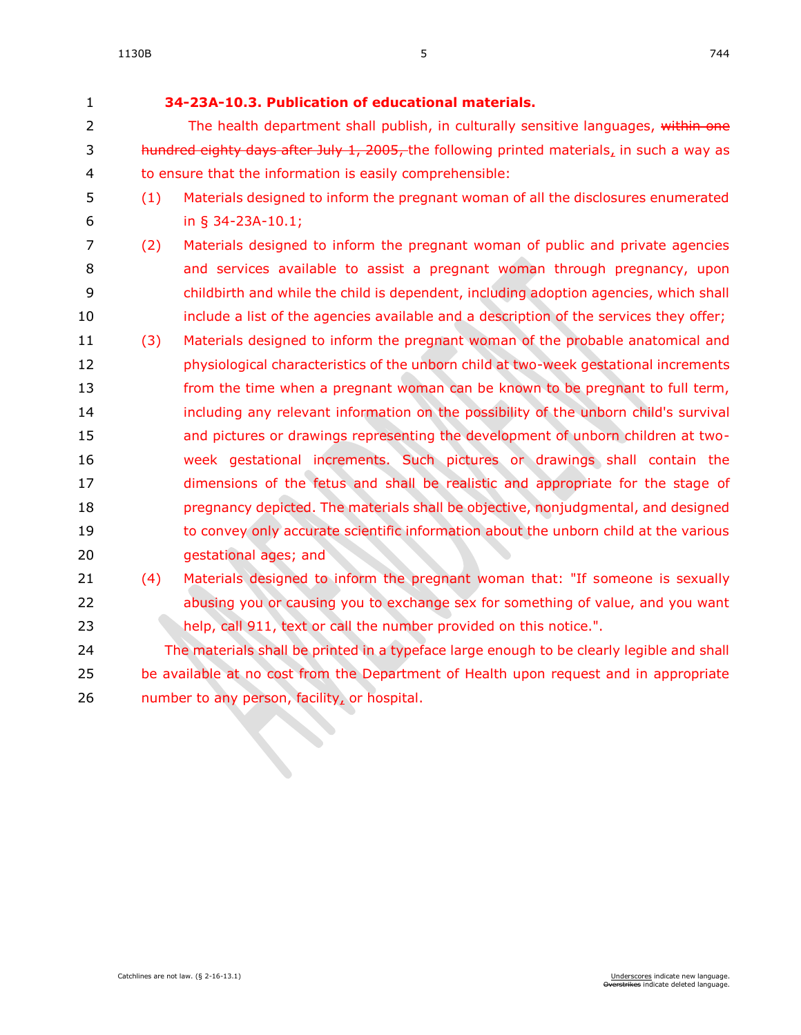**34-23A-10.3. Publication of educational materials.**

The health department shall publish, in culturally sensitive languages, ~~within one hundred eighty days after July 1, 2005,~~ the following printed materials, in such a way as to ensure that the information is easily comprehensible:

(1) Materials designed to inform the pregnant woman of all the disclosures enumerated in § 34-23A-10.1;

(2) Materials designed to inform the pregnant woman of public and private agencies and services available to assist a pregnant woman through pregnancy, upon childbirth and while the child is dependent, including adoption agencies, which shall include a list of the agencies available and a description of the services they offer;

(3) Materials designed to inform the pregnant woman of the probable anatomical and physiological characteristics of the unborn child at two-week gestational increments from the time when a pregnant woman can be known to be pregnant to full term, including any relevant information on the possibility of the unborn child's survival and pictures or drawings representing the development of unborn children at two-week gestational increments. Such pictures or drawings shall contain the dimensions of the fetus and shall be realistic and appropriate for the stage of pregnancy depicted. The materials shall be objective, nonjudgmental, and designed to convey only accurate scientific information about the unborn child at the various gestational ages; and

(4) Materials designed to inform the pregnant woman that: "If someone is sexually abusing you or causing you to exchange sex for something of value, and you want help, call 911, text or call the number provided on this notice.".

The materials shall be printed in a typeface large enough to be clearly legible and shall be available at no cost from the Department of Health upon request and in appropriate number to any person, facility, or hospital.